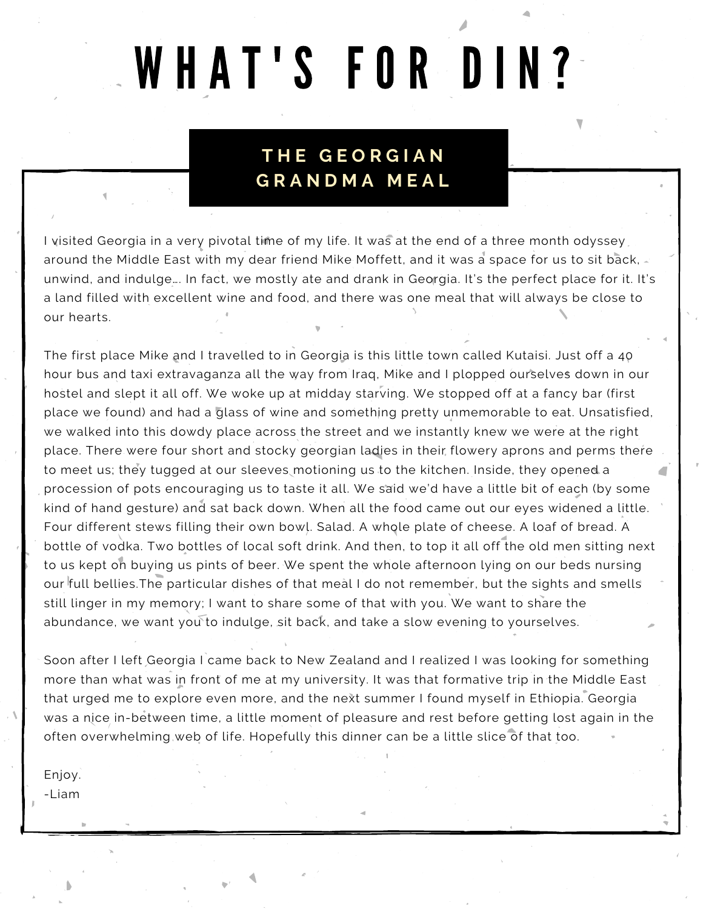# WHAT'S FOR DIN?

## THE GEORGIAN GRANDMA MEAL

I visited Georgia in a very pivotal time of my life. It was at the end of a three month odyssey around the Middle East with my dear friend Mike Moffett, and it was a space for us to sit back, unwind, and indulge…. In fact, we mostly ate and drank in Georgia. It's the perfect place for it. It's a land filled with excellent wine and food, and there was one meal that will always be close to our hearts.

The first place Mike and I travelled to in Georgia is this little town called Kutaisi. Just off a 40 hour bus and taxi extravaganza all the way from Iraq, Mike and I plopped ourselves down in our hostel and slept it all off. We woke up at midday starving. We stopped off at a fancy bar (first place we found) and had a glass of wine and something pretty unmemorable to eat. Unsatisfied, we walked into this dowdy place across the street and we instantly knew we were at the right place. There were four short and stocky georgian ladies in their flowery aprons and perms there to meet us; they tugged at our sleeves motioning us to the kitchen. Inside, they opened a procession of pots encouraging us to taste it all. We said we'd have a little bit of each (by some kind of hand gesture) and sat back down. When all the food came out our eyes widened a little. Four different stews filling their own bowl. Salad. A whole plate of cheese. A loaf of bread. A bottle of vodka. Two bottles of local soft drink. And then, to top it all off the old men sitting next to us kept on buying us pints of beer. We spent the whole afternoon lying on our beds nursing our full bellies.The particular dishes of that meal I do not remember, but the sights and smells still linger in my memory; I want to share some of that with you. We want to share the abundance, we want you to indulge, sit back, and take a slow evening to yourselves.

Soon after I left Georgia I came back to New Zealand and I realized I was looking for something more than what was in front of me at my university. It was that formative trip in the Middle East that urged me to explore even more, and the next summer I found myself in Ethiopia. Georgia was a nice in-between time, a little moment of pleasure and rest before getting lost again in the often overwhelming web of life. Hopefully this dinner can be a little slice of that too.

Enjoy.
-Liam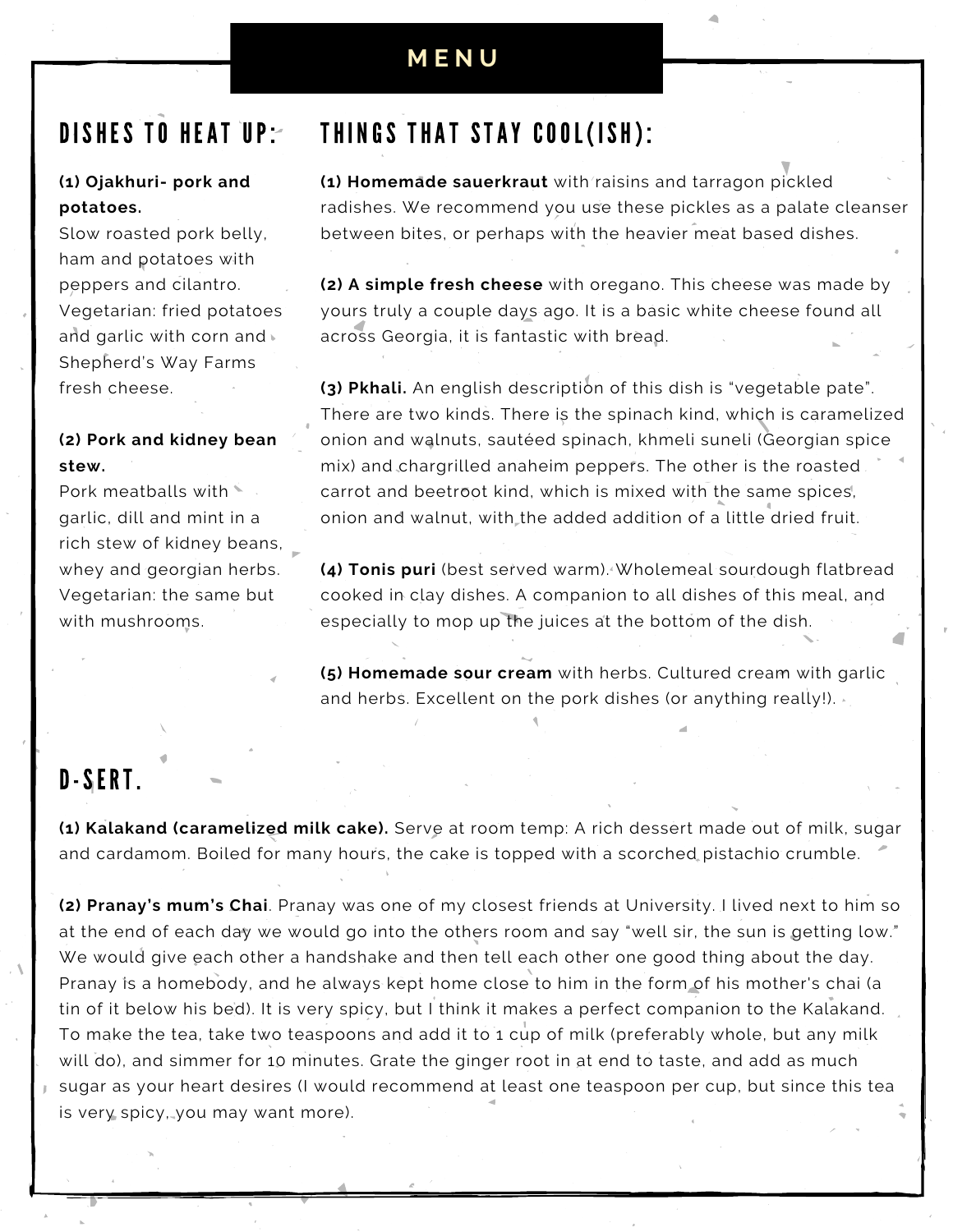# MENU

## DISHES TO HEAT UP:

**(1) Ojakhuri- pork and potatoes.**
Slow roasted pork belly, ham and potatoes with peppers and cilantro. Vegetarian: fried potatoes and garlic with corn and Shepherd's Way Farms fresh cheese.

**(2) Pork and kidney bean stew.**
Pork meatballs with garlic, dill and mint in a rich stew of kidney beans, whey and georgian herbs. Vegetarian: the same but with mushrooms.

## THINGS THAT STAY COOL(ISH):

**(1) Homemade sauerkraut** with raisins and tarragon pickled radishes. We recommend you use these pickles as a palate cleanser between bites, or perhaps with the heavier meat based dishes.

**(2) A simple fresh cheese** with oregano. This cheese was made by yours truly a couple days ago. It is a basic white cheese found all across Georgia, it is fantastic with bread.

**(3) Pkhali.** An english description of this dish is "vegetable pate". There are two kinds. There is the spinach kind, which is caramelized onion and walnuts, sautéed spinach, khmeli suneli (Georgian spice mix) and chargrilled anaheim peppers. The other is the roasted carrot and beetroot kind, which is mixed with the same spices, onion and walnut, with the added addition of a little dried fruit.

**(4) Tonis puri** (best served warm). Wholemeal sourdough flatbread cooked in clay dishes. A companion to all dishes of this meal, and especially to mop up the juices at the bottom of the dish.

**(5) Homemade sour cream** with herbs. Cultured cream with garlic and herbs. Excellent on the pork dishes (or anything really!).

## D-SERT.

**(1) Kalakand (caramelized milk cake).** Serve at room temp: A rich dessert made out of milk, sugar and cardamom. Boiled for many hours, the cake is topped with a scorched pistachio crumble.

**(2) Pranay's mum's Chai**. Pranay was one of my closest friends at University. I lived next to him so at the end of each day we would go into the others room and say "well sir, the sun is getting low." We would give each other a handshake and then tell each other one good thing about the day. Pranay is a homebody, and he always kept home close to him in the form of his mother's chai (a tin of it below his bed). It is very spicy, but I think it makes a perfect companion to the Kalakand. To make the tea, take two teaspoons and add it to 1 cup of milk (preferably whole, but any milk will do), and simmer for 10 minutes. Grate the ginger root in at end to taste, and add as much sugar as your heart desires (I would recommend at least one teaspoon per cup, but since this tea is very spicy, you may want more).